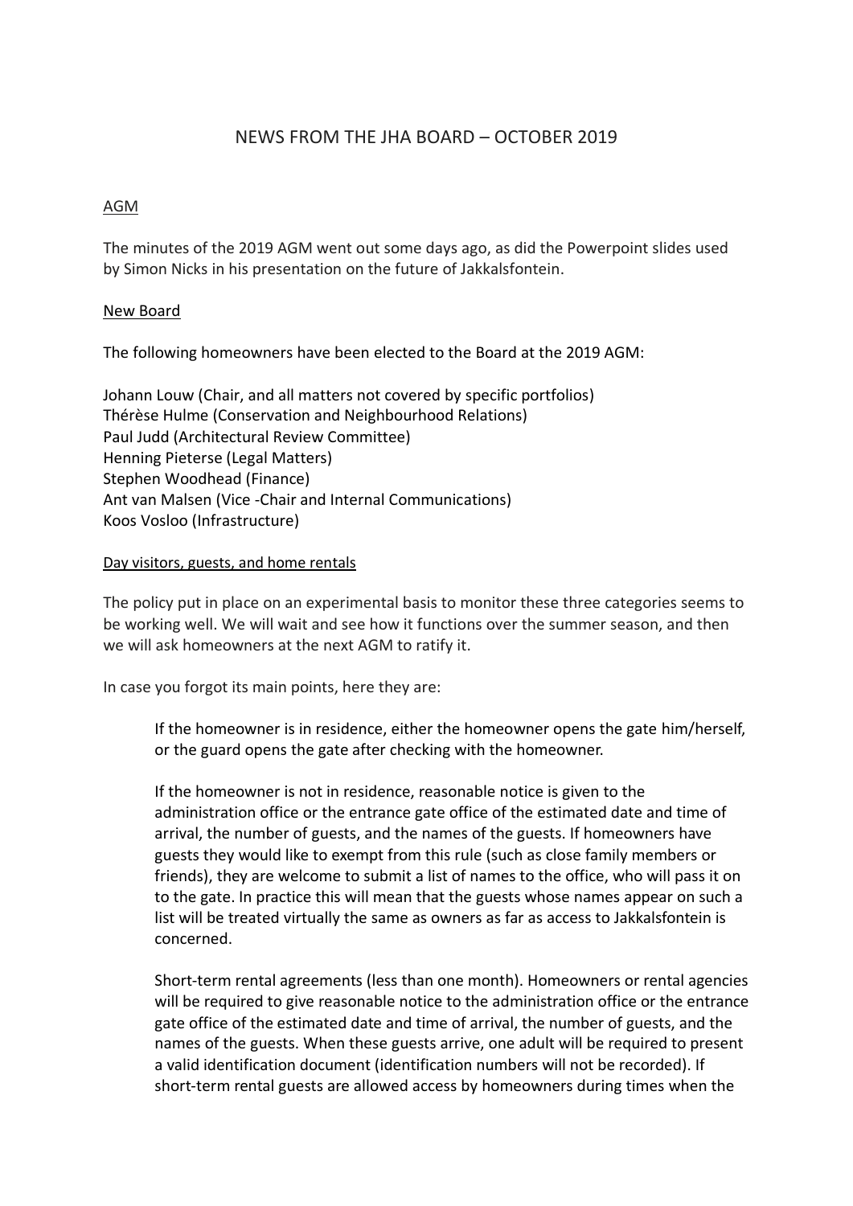# NEWS FROM THE JHA BOARD – OCTOBER 2019

## AGM

The minutes of the 2019 AGM went out some days ago, as did the Powerpoint slides used by Simon Nicks in his presentation on the future of Jakkalsfontein.

## New Board

The following homeowners have been elected to the Board at the 2019 AGM:

Johann Louw (Chair, and all matters not covered by specific portfolios)
Thérèse Hulme (Conservation and Neighbourhood Relations)
Paul Judd (Architectural Review Committee)
Henning Pieterse (Legal Matters)
Stephen Woodhead (Finance)
Ant van Malsen (Vice -Chair and Internal Communications)
Koos Vosloo (Infrastructure)

## Day visitors, guests, and home rentals

The policy put in place on an experimental basis to monitor these three categories seems to be working well. We will wait and see how it functions over the summer season, and then we will ask homeowners at the next AGM to ratify it.

In case you forgot its main points, here they are:

> If the homeowner is in residence, either the homeowner opens the gate him/herself, or the guard opens the gate after checking with the homeowner.
>
> If the homeowner is not in residence, reasonable notice is given to the administration office or the entrance gate office of the estimated date and time of arrival, the number of guests, and the names of the guests. If homeowners have guests they would like to exempt from this rule (such as close family members or friends), they are welcome to submit a list of names to the office, who will pass it on to the gate. In practice this will mean that the guests whose names appear on such a list will be treated virtually the same as owners as far as access to Jakkalsfontein is concerned.
>
> Short-term rental agreements (less than one month). Homeowners or rental agencies will be required to give reasonable notice to the administration office or the entrance gate office of the estimated date and time of arrival, the number of guests, and the names of the guests. When these guests arrive, one adult will be required to present a valid identification document (identification numbers will not be recorded). If short-term rental guests are allowed access by homeowners during times when the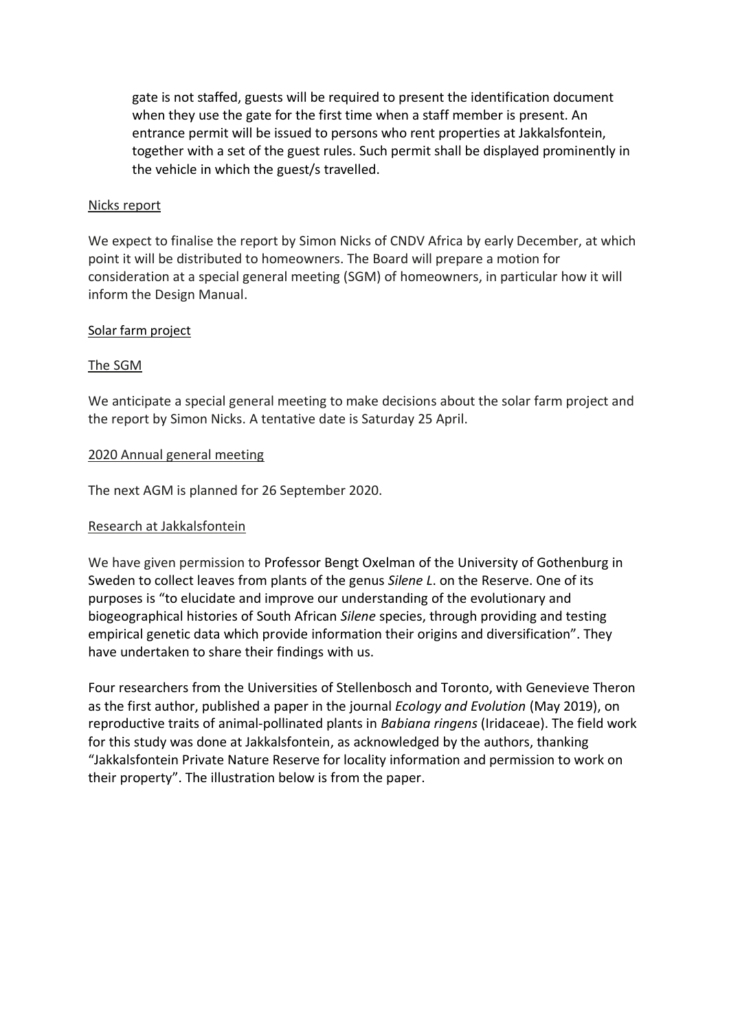gate is not staffed, guests will be required to present the identification document when they use the gate for the first time when a staff member is present. An entrance permit will be issued to persons who rent properties at Jakkalsfontein, together with a set of the guest rules. Such permit shall be displayed prominently in the vehicle in which the guest/s travelled.

## Nicks report

We expect to finalise the report by Simon Nicks of CNDV Africa by early December, at which point it will be distributed to homeowners. The Board will prepare a motion for consideration at a special general meeting (SGM) of homeowners, in particular how it will inform the Design Manual.

## Solar farm project

## The SGM

We anticipate a special general meeting to make decisions about the solar farm project and the report by Simon Nicks. A tentative date is Saturday 25 April.

## 2020 Annual general meeting

The next AGM is planned for 26 September 2020.

## Research at Jakkalsfontein

We have given permission to Professor Bengt Oxelman of the University of Gothenburg in Sweden to collect leaves from plants of the genus *Silene L*. on the Reserve. One of its purposes is "to elucidate and improve our understanding of the evolutionary and biogeographical histories of South African *Silene* species, through providing and testing empirical genetic data which provide information their origins and diversification". They have undertaken to share their findings with us.

Four researchers from the Universities of Stellenbosch and Toronto, with Genevieve Theron as the first author, published a paper in the journal *Ecology and Evolution* (May 2019), on reproductive traits of animal-pollinated plants in *Babiana ringens* (Iridaceae). The field work for this study was done at Jakkalsfontein, as acknowledged by the authors, thanking "Jakkalsfontein Private Nature Reserve for locality information and permission to work on their property". The illustration below is from the paper.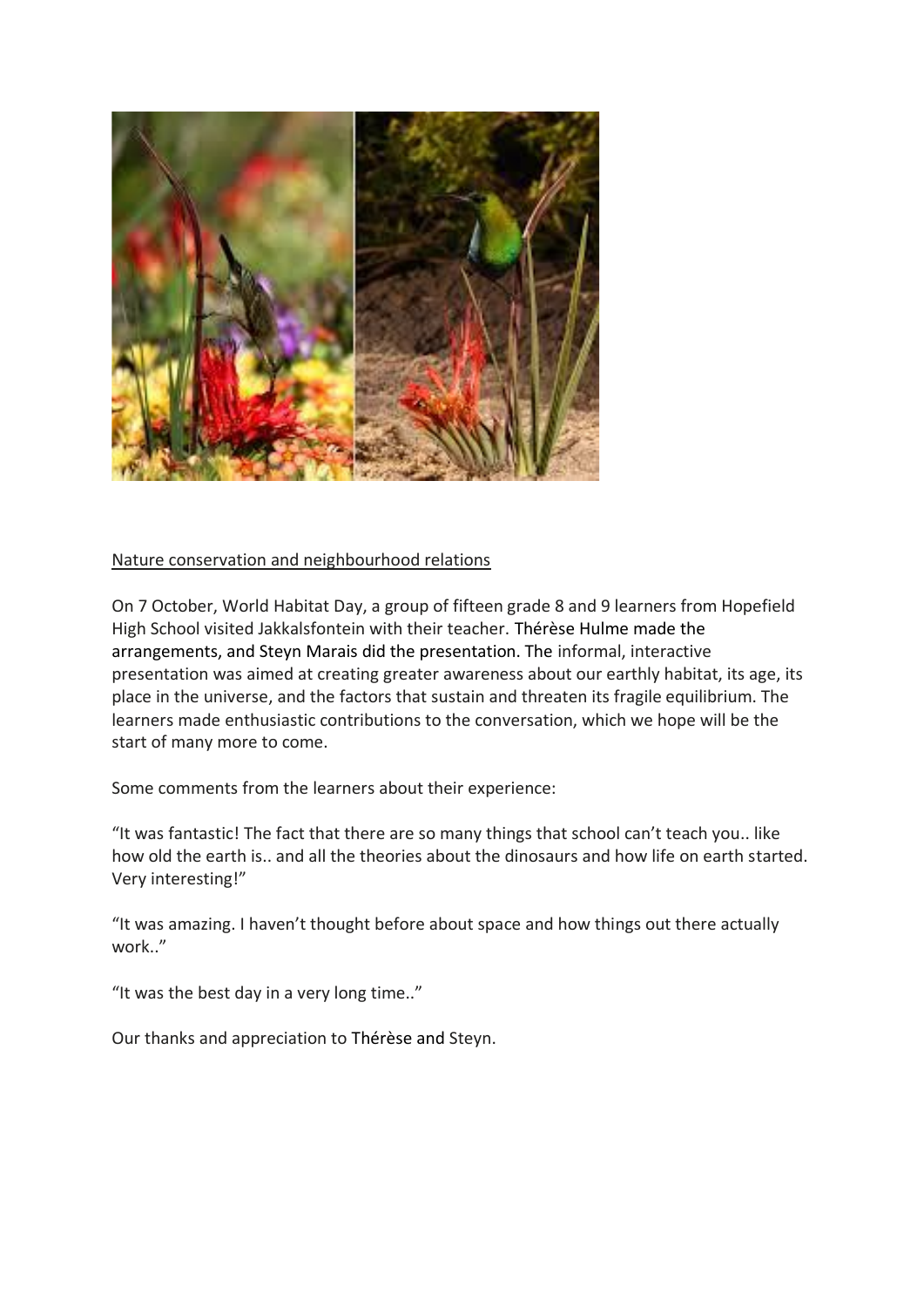<u>Nature conservation and neighbourhood relations</u>

On 7 October, World Habitat Day, a group of fifteen grade 8 and 9 learners from Hopefield High School visited Jakkalsfontein with their teacher. Thérèse Hulme made the arrangements, and Steyn Marais did the presentation. The informal, interactive presentation was aimed at creating greater awareness about our earthly habitat, its age, its place in the universe, and the factors that sustain and threaten its fragile equilibrium. The learners made enthusiastic contributions to the conversation, which we hope will be the start of many more to come.

Some comments from the learners about their experience:

“It was fantastic! The fact that there are so many things that school can’t teach you.. like how old the earth is.. and all the theories about the dinosaurs and how life on earth started. Very interesting!”

“It was amazing. I haven’t thought before about space and how things out there actually work..”

“It was the best day in a very long time..”

Our thanks and appreciation to Thérèse and Steyn.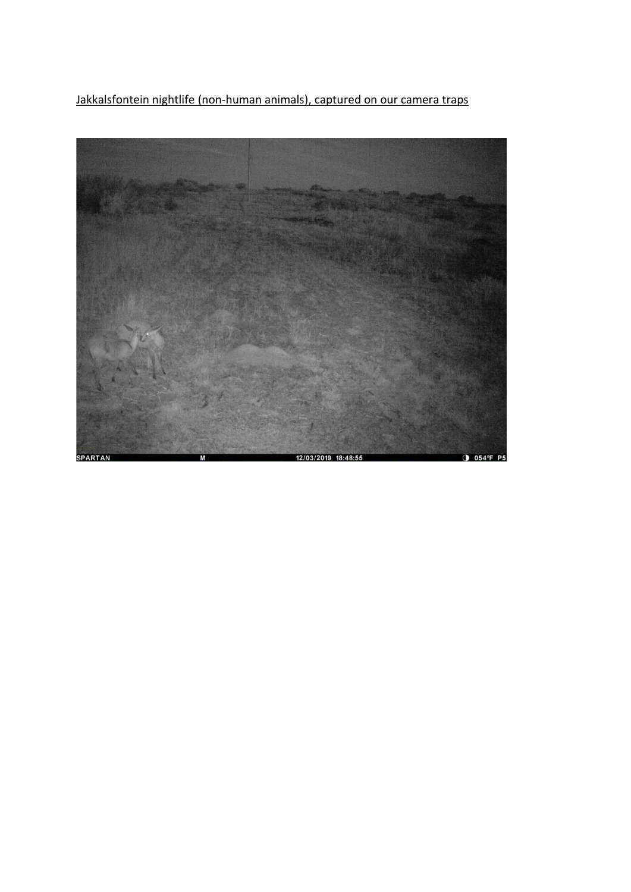Jakkalsfontein nightlife (non-human animals), captured on our camera traps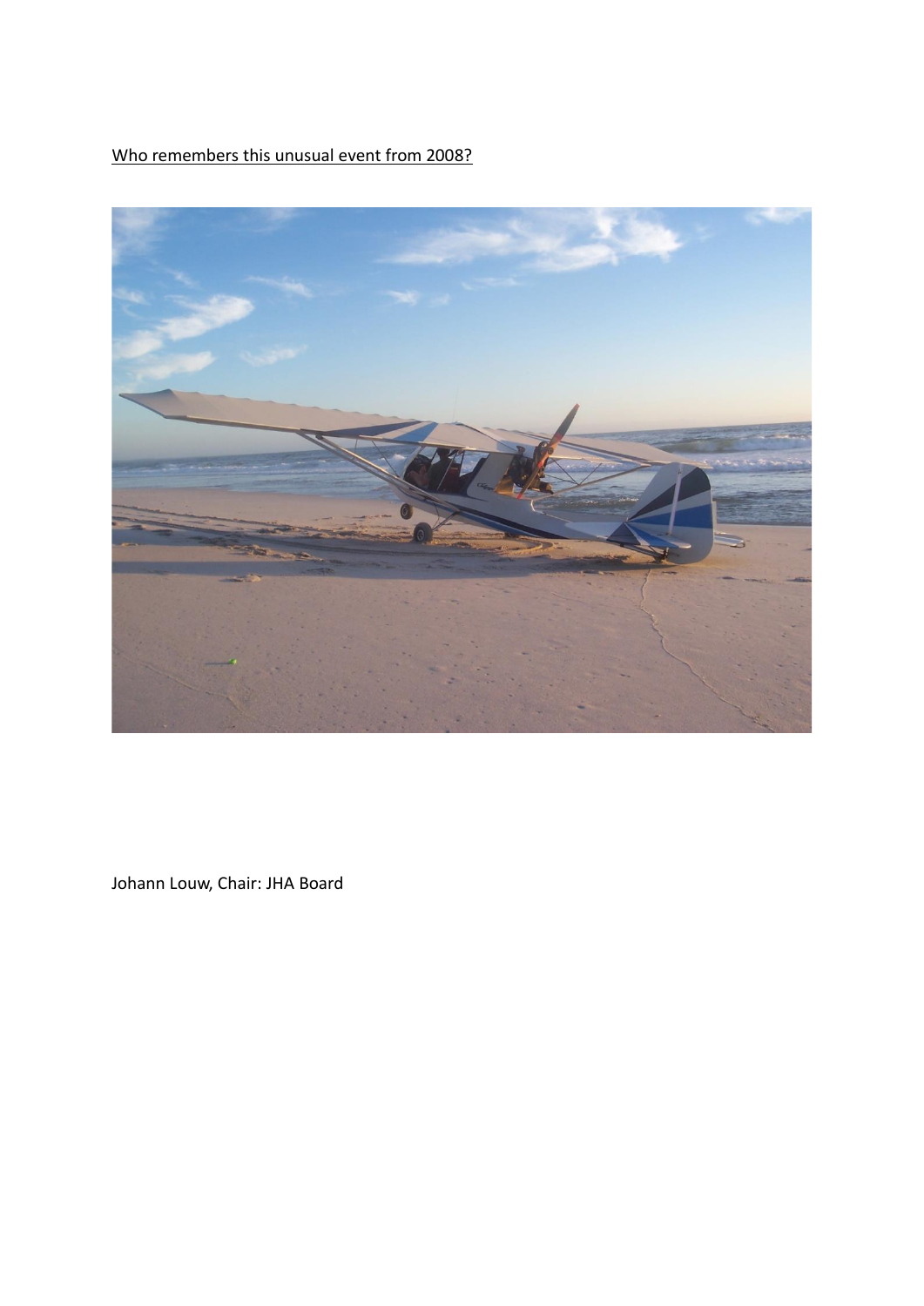Who remembers this unusual event from 2008?

Johann Louw, Chair: JHA Board